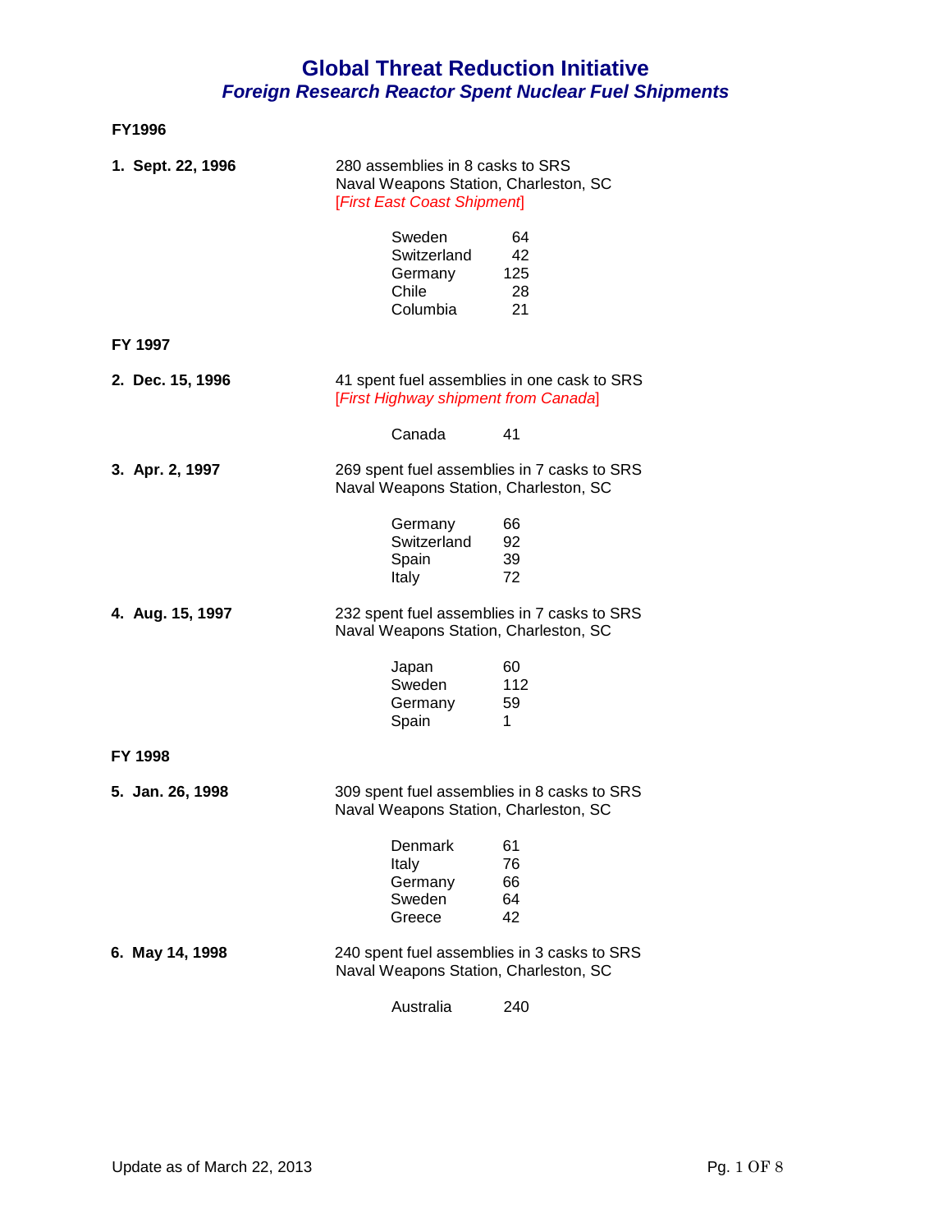# Global Threat Reduction Initiative
## *Foreign Research Reactor Spent Nuclear Fuel Shipments*

**FY1996**

**1. Sept. 22, 1996**

280 assemblies in 8 casks to SRS
Naval Weapons Station, Charleston, SC
[*First East Coast Shipment*]

| | |
|---|---|
| Sweden | 64 |
| Switzerland | 42 |
| Germany | 125 |
| Chile | 28 |
| Columbia | 21 |

**FY 1997**

**2. Dec. 15, 1996**

41 spent fuel assemblies in one cask to SRS
[*First Highway shipment from Canada*]

| | |
|---|---|
| Canada | 41 |

**3. Apr. 2, 1997**

269 spent fuel assemblies in 7 casks to SRS
Naval Weapons Station, Charleston, SC

| | |
|---|---|
| Germany | 66 |
| Switzerland | 92 |
| Spain | 39 |
| Italy | 72 |

**4. Aug. 15, 1997**

232 spent fuel assemblies in 7 casks to SRS
Naval Weapons Station, Charleston, SC

| | |
|---|---|
| Japan | 60 |
| Sweden | 112 |
| Germany | 59 |
| Spain | 1 |

**FY 1998**

**5. Jan. 26, 1998**

309 spent fuel assemblies in 8 casks to SRS
Naval Weapons Station, Charleston, SC

| | |
|---|---|
| Denmark | 61 |
| Italy | 76 |
| Germany | 66 |
| Sweden | 64 |
| Greece | 42 |

**6. May 14, 1998**

240 spent fuel assemblies in 3 casks to SRS
Naval Weapons Station, Charleston, SC

| | |
|---|---|
| Australia | 240 |

Update as of March 22, 2013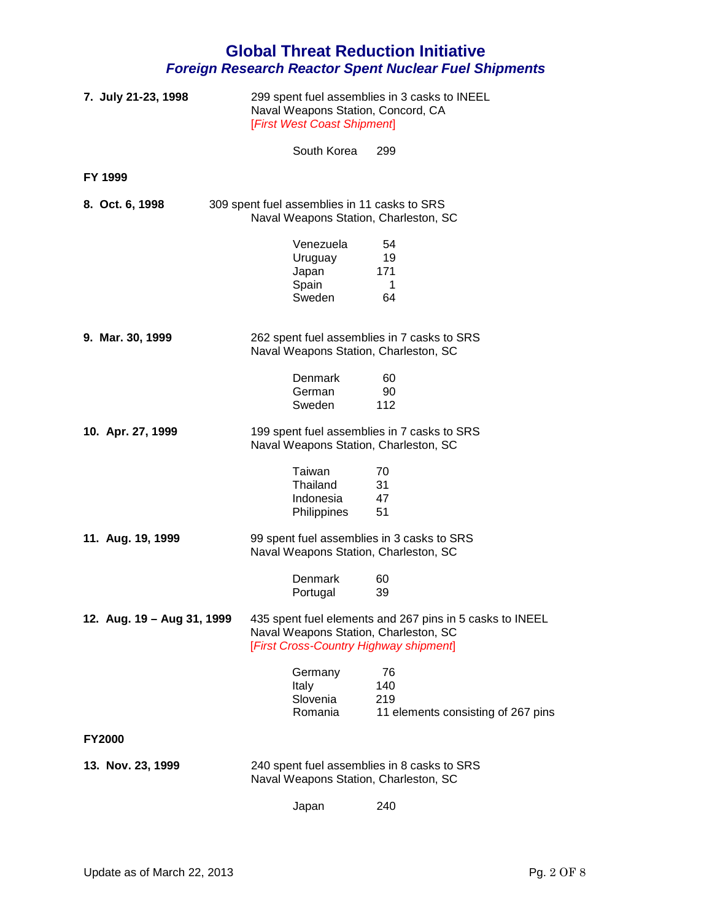# Global Threat Reduction Initiative

## *Foreign Research Reactor Spent Nuclear Fuel Shipments*

**7. July 21-23, 1998**

299 spent fuel assemblies in 3 casks to INEEL
Naval Weapons Station, Concord, CA
[*First West Coast Shipment*]

| | |
|---|---|
| South Korea | 299 |

**FY 1999**

**8. Oct. 6, 1998**

309 spent fuel assemblies in 11 casks to SRS
Naval Weapons Station, Charleston, SC

| | |
|---|---|
| Venezuela | 54 |
| Uruguay | 19 |
| Japan | 171 |
| Spain | 1 |
| Sweden | 64 |

**9. Mar. 30, 1999**

262 spent fuel assemblies in 7 casks to SRS
Naval Weapons Station, Charleston, SC

| | |
|---|---|
| Denmark | 60 |
| German | 90 |
| Sweden | 112 |

**10. Apr. 27, 1999**

199 spent fuel assemblies in 7 casks to SRS
Naval Weapons Station, Charleston, SC

| | |
|---|---|
| Taiwan | 70 |
| Thailand | 31 |
| Indonesia | 47 |
| Philippines | 51 |

**11. Aug. 19, 1999**

99 spent fuel assemblies in 3 casks to SRS
Naval Weapons Station, Charleston, SC

| | |
|---|---|
| Denmark | 60 |
| Portugal | 39 |

**12. Aug. 19 – Aug 31, 1999**

435 spent fuel elements and 267 pins in 5 casks to INEEL
Naval Weapons Station, Charleston, SC
[*First Cross-Country Highway shipment*]

| | |
|---|---|
| Germany | 76 |
| Italy | 140 |
| Slovenia | 219 |
| Romania | 11 elements consisting of 267 pins |

**FY2000**

**13. Nov. 23, 1999**

240 spent fuel assemblies in 8 casks to SRS
Naval Weapons Station, Charleston, SC

| | |
|---|---|
| Japan | 240 |

Update as of March 22, 2013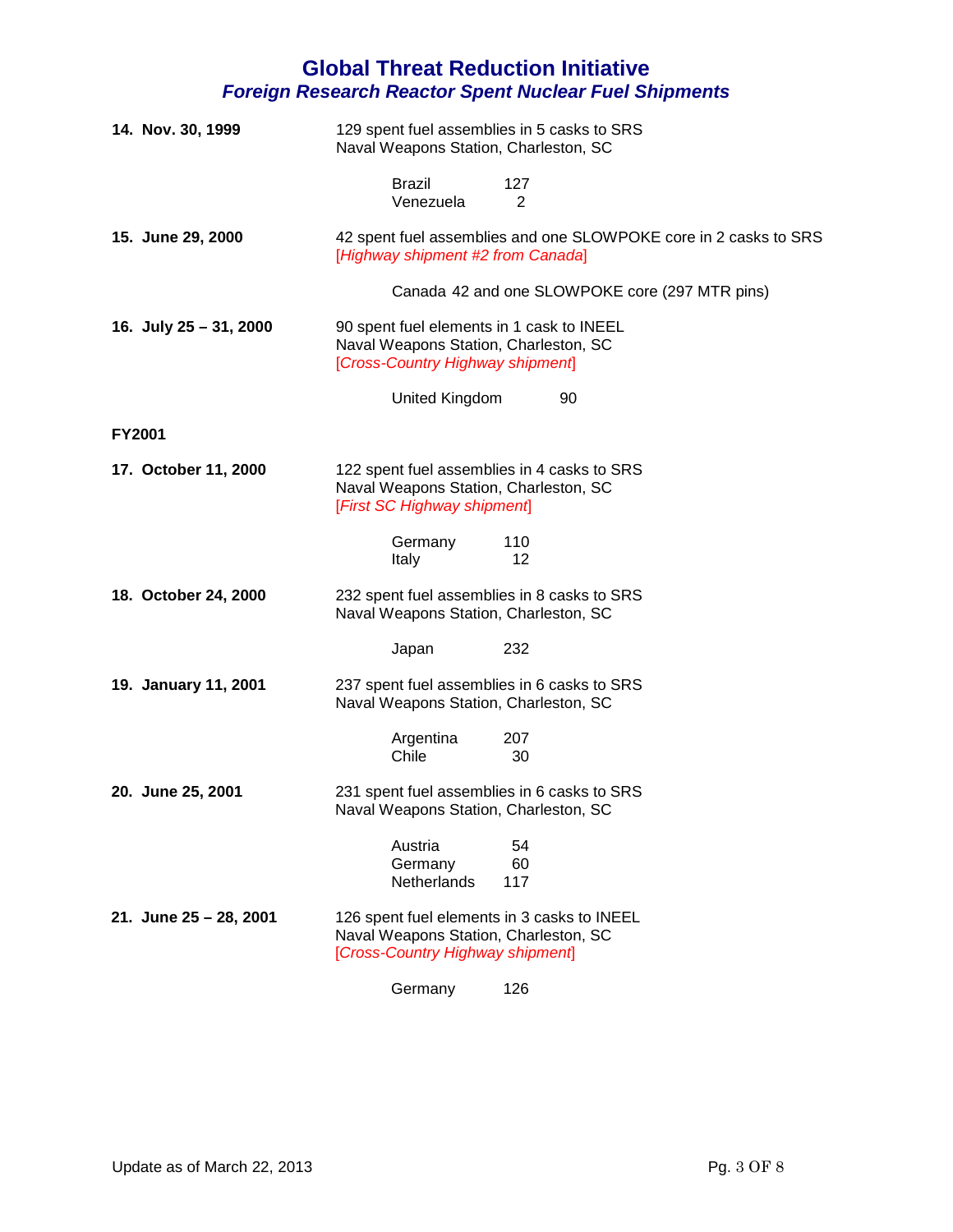# Global Threat Reduction Initiative

## *Foreign Research Reactor Spent Nuclear Fuel Shipments*

**14. Nov. 30, 1999**

129 spent fuel assemblies in 5 casks to SRS
Naval Weapons Station, Charleston, SC

| | |
|---|---|
| Brazil | 127 |
| Venezuela | 2 |

**15. June 29, 2000**

42 spent fuel assemblies and one SLOWPOKE core in 2 casks to SRS
[*Highway shipment #2 from Canada*]

Canada 42 and one SLOWPOKE core (297 MTR pins)

**16. July 25 – 31, 2000**

90 spent fuel elements in 1 cask to INEEL
Naval Weapons Station, Charleston, SC
[*Cross-Country Highway shipment*]

| | |
|---|---|
| United Kingdom | 90 |

**FY2001**

**17. October 11, 2000**

122 spent fuel assemblies in 4 casks to SRS
Naval Weapons Station, Charleston, SC
[*First SC Highway shipment*]

| | |
|---|---|
| Germany | 110 |
| Italy | 12 |

**18. October 24, 2000**

232 spent fuel assemblies in 8 casks to SRS
Naval Weapons Station, Charleston, SC

| | |
|---|---|
| Japan | 232 |

**19. January 11, 2001**

237 spent fuel assemblies in 6 casks to SRS
Naval Weapons Station, Charleston, SC

| | |
|---|---|
| Argentina | 207 |
| Chile | 30 |

**20. June 25, 2001**

231 spent fuel assemblies in 6 casks to SRS
Naval Weapons Station, Charleston, SC

| | |
|---|---|
| Austria | 54 |
| Germany | 60 |
| Netherlands | 117 |

**21. June 25 – 28, 2001**

126 spent fuel elements in 3 casks to INEEL
Naval Weapons Station, Charleston, SC
[*Cross-Country Highway shipment*]

| | |
|---|---|
| Germany | 126 |

Update as of March 22, 2013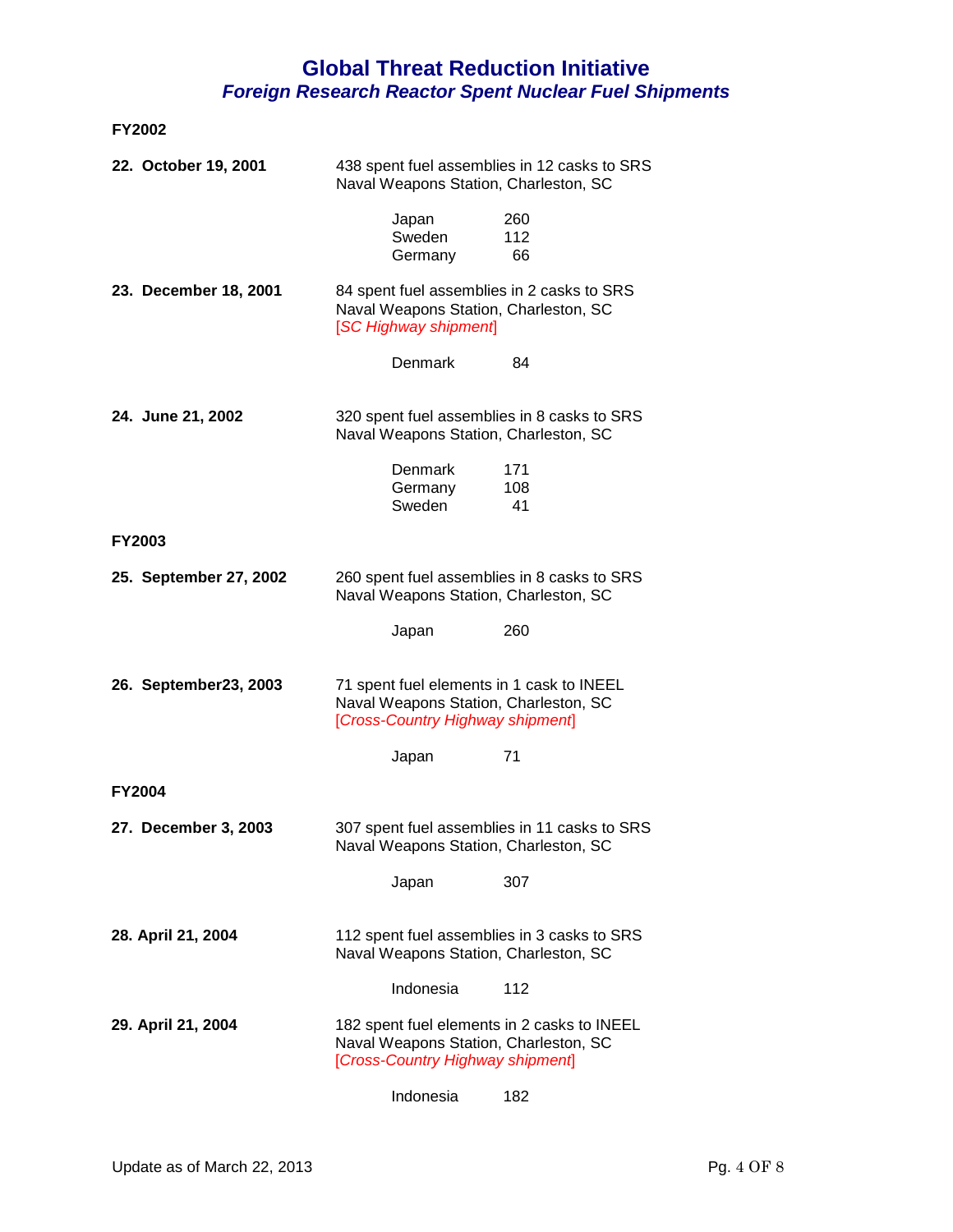# Global Threat Reduction Initiative
## *Foreign Research Reactor Spent Nuclear Fuel Shipments*

**FY2002**

**22. October 19, 2001**

438 spent fuel assemblies in 12 casks to SRS
Naval Weapons Station, Charleston, SC

| | |
|---|---|
| Japan | 260 |
| Sweden | 112 |
| Germany | 66 |

**23. December 18, 2001**

84 spent fuel assemblies in 2 casks to SRS
Naval Weapons Station, Charleston, SC
[*SC Highway shipment*]

| | |
|---|---|
| Denmark | 84 |

**24. June 21, 2002**

320 spent fuel assemblies in 8 casks to SRS
Naval Weapons Station, Charleston, SC

| | |
|---|---|
| Denmark | 171 |
| Germany | 108 |
| Sweden | 41 |

**FY2003**

**25. September 27, 2002**

260 spent fuel assemblies in 8 casks to SRS
Naval Weapons Station, Charleston, SC

| | |
|---|---|
| Japan | 260 |

**26. September23, 2003**

71 spent fuel elements in 1 cask to INEEL
Naval Weapons Station, Charleston, SC
[*Cross-Country Highway shipment*]

| | |
|---|---|
| Japan | 71 |

**FY2004**

**27. December 3, 2003**

307 spent fuel assemblies in 11 casks to SRS
Naval Weapons Station, Charleston, SC

| | |
|---|---|
| Japan | 307 |

**28. April 21, 2004**

112 spent fuel assemblies in 3 casks to SRS
Naval Weapons Station, Charleston, SC

| | |
|---|---|
| Indonesia | 112 |

**29. April 21, 2004**

182 spent fuel elements in 2 casks to INEEL
Naval Weapons Station, Charleston, SC
[*Cross-Country Highway shipment*]

| | |
|---|---|
| Indonesia | 182 |

Update as of March 22, 2013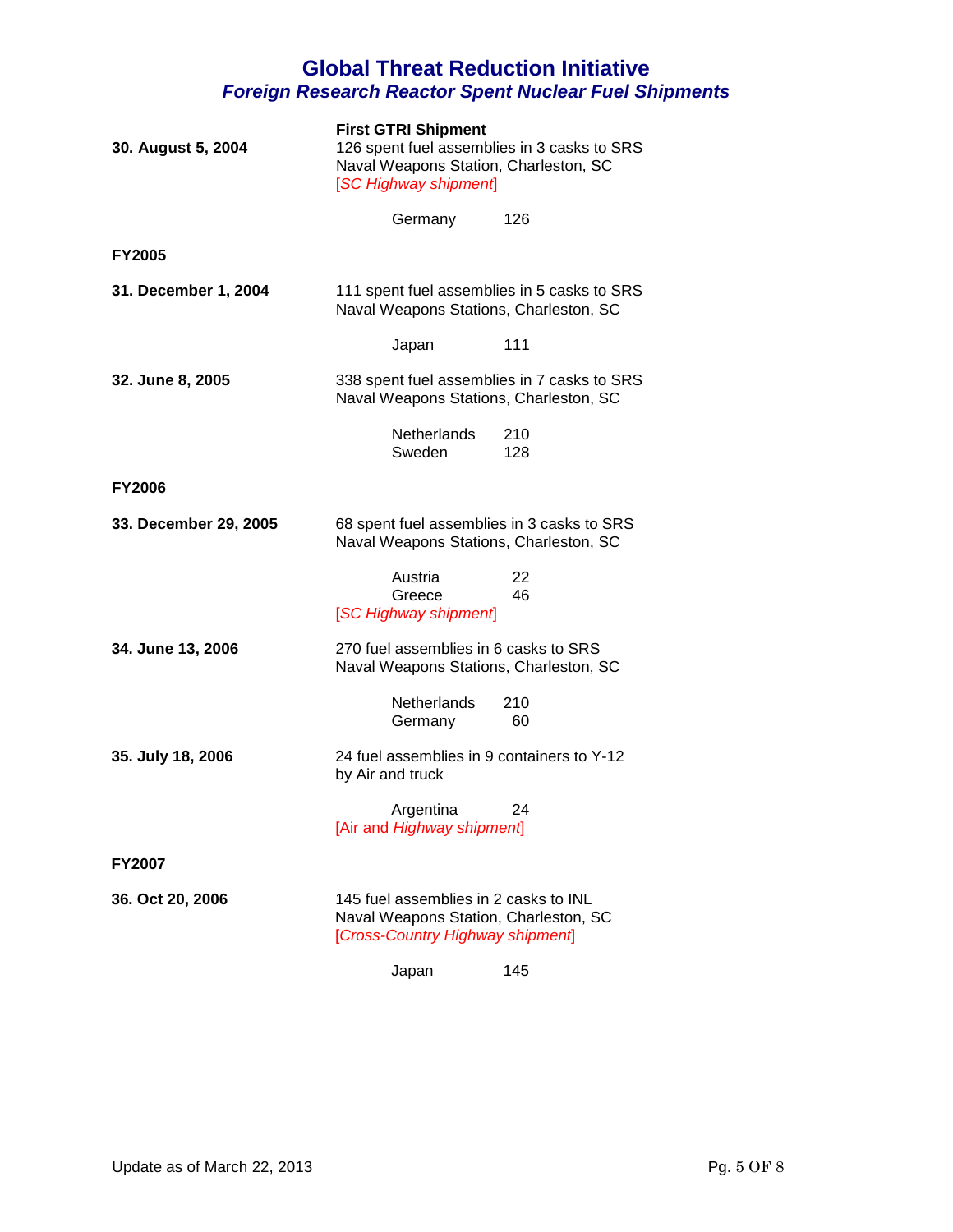# Global Threat Reduction Initiative

## *Foreign Research Reactor Spent Nuclear Fuel Shipments*

**30. August 5, 2004**

**First GTRI Shipment**
126 spent fuel assemblies in 3 casks to SRS
Naval Weapons Station, Charleston, SC
*[SC Highway shipment]*

| | |
|---|---|
| Germany | 126 |

**FY2005**

**31. December 1, 2004**

111 spent fuel assemblies in 5 casks to SRS
Naval Weapons Stations, Charleston, SC

| | |
|---|---|
| Japan | 111 |

**32. June 8, 2005**

338 spent fuel assemblies in 7 casks to SRS
Naval Weapons Stations, Charleston, SC

| | |
|---|---|
| Netherlands | 210 |
| Sweden | 128 |

**FY2006**

**33. December 29, 2005**

68 spent fuel assemblies in 3 casks to SRS
Naval Weapons Stations, Charleston, SC

| | |
|---|---|
| Austria | 22 |
| Greece | 46 |

*[SC Highway shipment]*

**34. June 13, 2006**

270 fuel assemblies in 6 casks to SRS
Naval Weapons Stations, Charleston, SC

| | |
|---|---|
| Netherlands | 210 |
| Germany | 60 |

**35. July 18, 2006**

24 fuel assemblies in 9 containers to Y-12
by Air and truck

| | |
|---|---|
| Argentina | 24 |

[Air and *Highway shipment*]

**FY2007**

**36. Oct 20, 2006**

145 fuel assemblies in 2 casks to INL
Naval Weapons Station, Charleston, SC
*[Cross-Country Highway shipment]*

| | |
|---|---|
| Japan | 145 |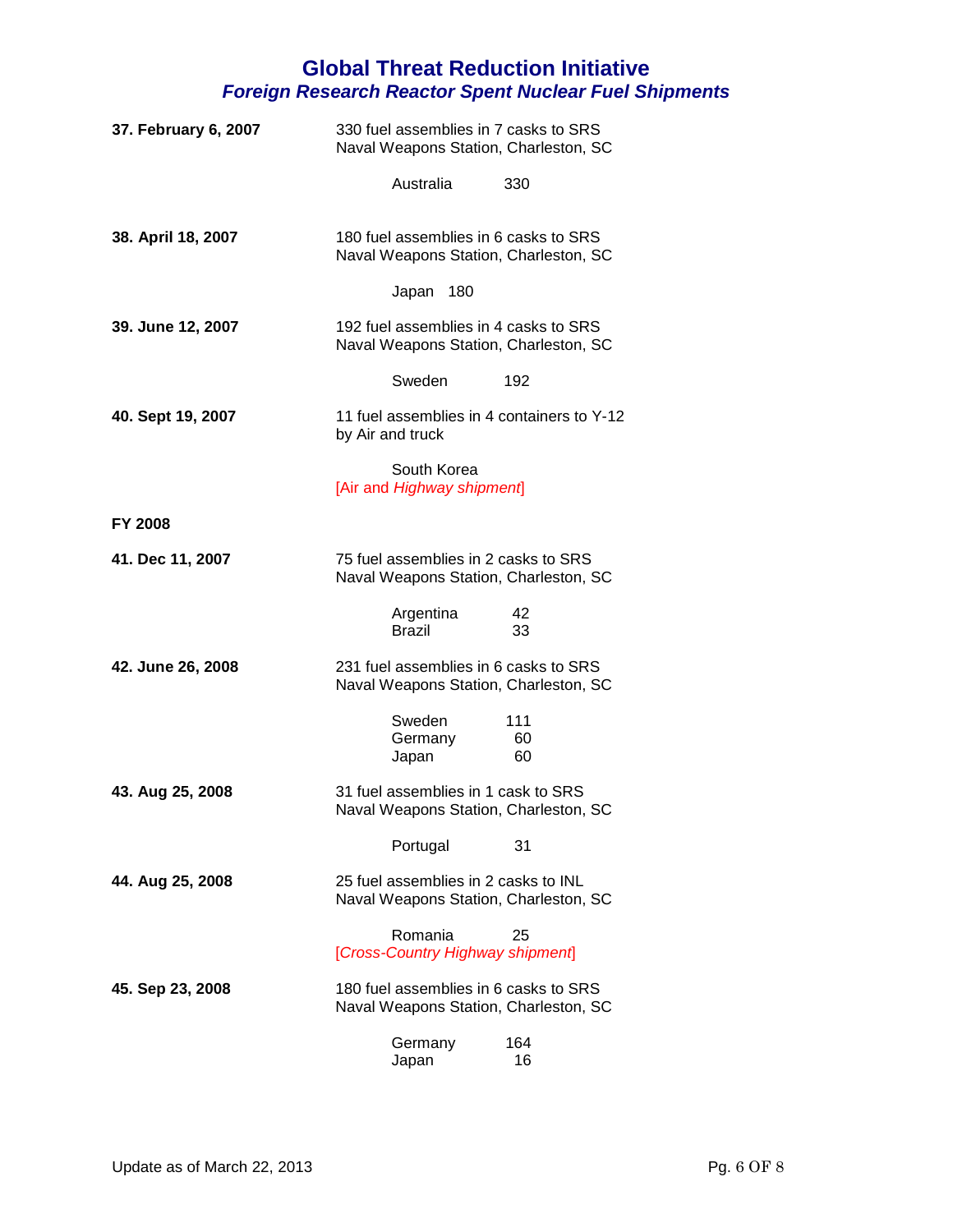# Global Threat Reduction Initiative

## *Foreign Research Reactor Spent Nuclear Fuel Shipments*

**37. February 6, 2007**

330 fuel assemblies in 7 casks to SRS
Naval Weapons Station, Charleston, SC

| | |
|---|---|
| Australia | 330 |

**38. April 18, 2007**

180 fuel assemblies in 6 casks to SRS
Naval Weapons Station, Charleston, SC

| | |
|---|---|
| Japan | 180 |

**39. June 12, 2007**

192 fuel assemblies in 4 casks to SRS
Naval Weapons Station, Charleston, SC

| | |
|---|---|
| Sweden | 192 |

**40. Sept 19, 2007**

11 fuel assemblies in 4 containers to Y-12
by Air and truck

South Korea

[Air and *Highway shipment*]

**FY 2008**

**41. Dec 11, 2007**

75 fuel assemblies in 2 casks to SRS
Naval Weapons Station, Charleston, SC

| | |
|---|---|
| Argentina | 42 |
| Brazil | 33 |

**42. June 26, 2008**

231 fuel assemblies in 6 casks to SRS
Naval Weapons Station, Charleston, SC

| | |
|---|---|
| Sweden | 111 |
| Germany | 60 |
| Japan | 60 |

**43. Aug 25, 2008**

31 fuel assemblies in 1 cask to SRS
Naval Weapons Station, Charleston, SC

| | |
|---|---|
| Portugal | 31 |

**44. Aug 25, 2008**

25 fuel assemblies in 2 casks to INL
Naval Weapons Station, Charleston, SC

| | |
|---|---|
| Romania | 25 |

[*Cross-Country Highway shipment*]

**45. Sep 23, 2008**

180 fuel assemblies in 6 casks to SRS
Naval Weapons Station, Charleston, SC

| | |
|---|---|
| Germany | 164 |
| Japan | 16 |

Update as of March 22, 2013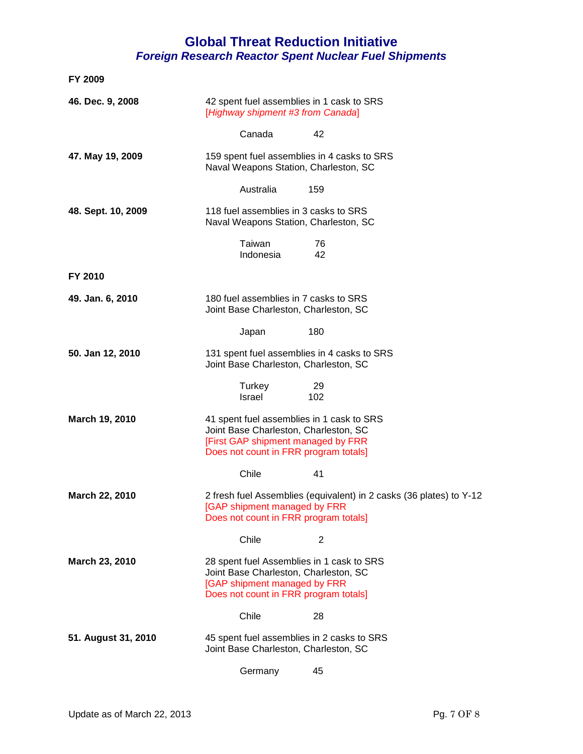# Global Threat Reduction Initiative

## *Foreign Research Reactor Spent Nuclear Fuel Shipments*

**FY 2009**

**46. Dec. 9, 2008**

42 spent fuel assemblies in 1 cask to SRS
[*Highway shipment #3 from Canada*]

| | |
|---|---|
| Canada | 42 |

**47. May 19, 2009**

159 spent fuel assemblies in 4 casks to SRS
Naval Weapons Station, Charleston, SC

| | |
|---|---|
| Australia | 159 |

**48. Sept. 10, 2009**

118 fuel assemblies in 3 casks to SRS
Naval Weapons Station, Charleston, SC

| | |
|---|---|
| Taiwan | 76 |
| Indonesia | 42 |

**FY 2010**

**49. Jan. 6, 2010**

180 fuel assemblies in 7 casks to SRS
Joint Base Charleston, Charleston, SC

| | |
|---|---|
| Japan | 180 |

**50. Jan 12, 2010**

131 spent fuel assemblies in 4 casks to SRS
Joint Base Charleston, Charleston, SC

| | |
|---|---|
| Turkey | 29 |
| Israel | 102 |

**March 19, 2010**

41 spent fuel assemblies in 1 cask to SRS
Joint Base Charleston, Charleston, SC
[First GAP shipment managed by FRR
Does not count in FRR program totals]

| | |
|---|---|
| Chile | 41 |

**March 22, 2010**

2 fresh fuel Assemblies (equivalent) in 2 casks (36 plates) to Y-12
[GAP shipment managed by FRR
Does not count in FRR program totals]

| | |
|---|---|
| Chile | 2 |

**March 23, 2010**

28 spent fuel Assemblies in 1 cask to SRS
Joint Base Charleston, Charleston, SC
[GAP shipment managed by FRR
Does not count in FRR program totals]

| | |
|---|---|
| Chile | 28 |

**51. August 31, 2010**

45 spent fuel assemblies in 2 casks to SRS
Joint Base Charleston, Charleston, SC

| | |
|---|---|
| Germany | 45 |

Update as of March 22, 2013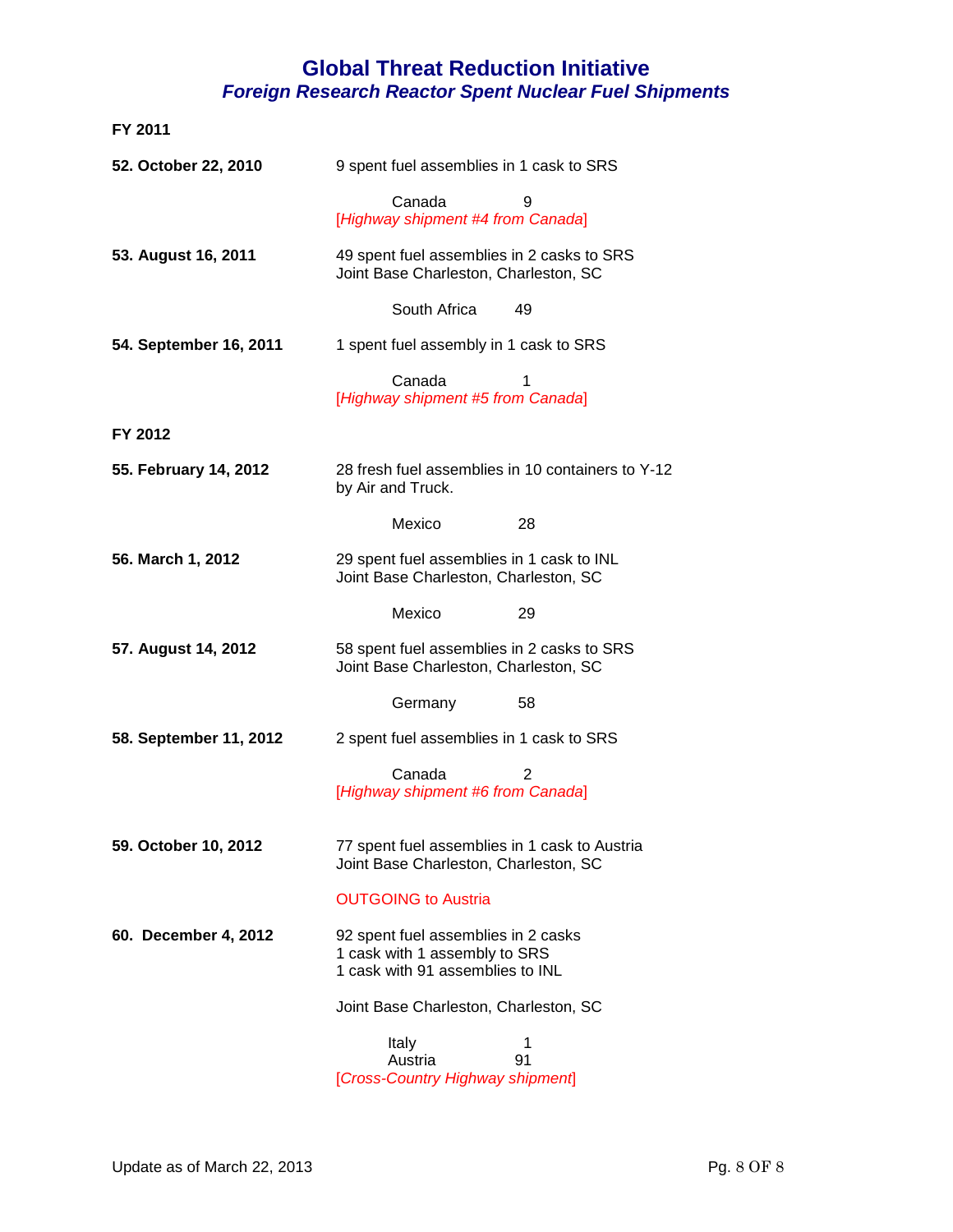# Global Threat Reduction Initiative
## *Foreign Research Reactor Spent Nuclear Fuel Shipments*

**FY 2011**

**52. October 22, 2010** — 9 spent fuel assemblies in 1 cask to SRS

Canada 9
[*Highway shipment #4 from Canada*]

**53. August 16, 2011** — 49 spent fuel assemblies in 2 casks to SRS
Joint Base Charleston, Charleston, SC

South Africa 49

**54. September 16, 2011** — 1 spent fuel assembly in 1 cask to SRS

Canada 1
[*Highway shipment #5 from Canada*]

**FY 2012**

**55. February 14, 2012** — 28 fresh fuel assemblies in 10 containers to Y-12 by Air and Truck.

Mexico 28

**56. March 1, 2012** — 29 spent fuel assemblies in 1 cask to INL
Joint Base Charleston, Charleston, SC

Mexico 29

**57. August 14, 2012** — 58 spent fuel assemblies in 2 casks to SRS
Joint Base Charleston, Charleston, SC

Germany 58

**58. September 11, 2012** — 2 spent fuel assemblies in 1 cask to SRS

Canada 2
[*Highway shipment #6 from Canada*]

**59. October 10, 2012** — 77 spent fuel assemblies in 1 cask to Austria
Joint Base Charleston, Charleston, SC

OUTGOING to Austria

**60. December 4, 2012** — 92 spent fuel assemblies in 2 casks
1 cask with 1 assembly to SRS
1 cask with 91 assemblies to INL

Joint Base Charleston, Charleston, SC

Italy 1
Austria 91
[*Cross-Country Highway shipment*]

Update as of March 22, 2013